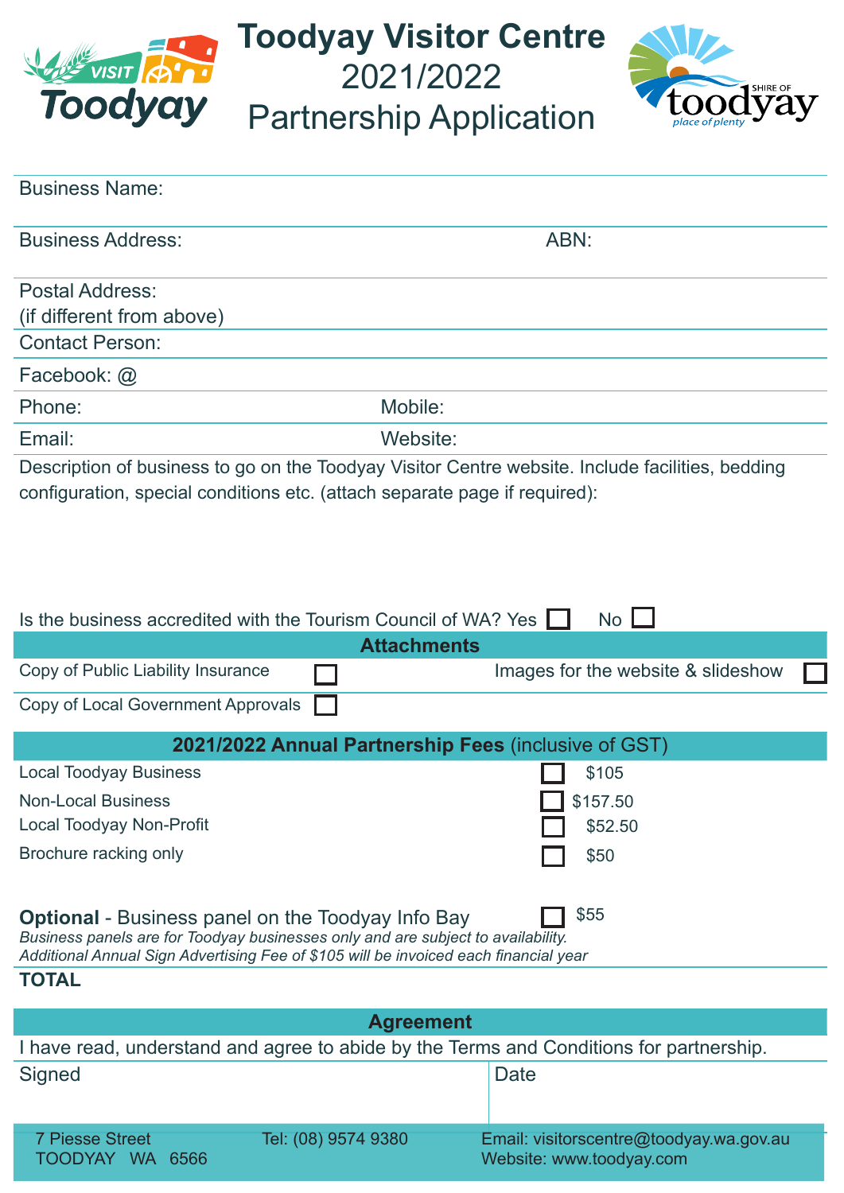# Toodyay Visitor Centre
## 2021/2022
## Partnership Application

Business Name:

Business Address: ABN:

Postal Address:
(if different from above)

Contact Person:

Facebook: @

Phone: Mobile:

Email: Website:

Description of business to go on the Toodyay Visitor Centre website. Include facilities, bedding configuration, special conditions etc. (attach separate page if required):

Is the business accredited with the Tourism Council of WA? Yes ☐ No ☐

### Attachments

| | | | |
|---|---|---|---|
| Copy of Public Liability Insurance | ☐ | Images for the website & slideshow | ☐ |
| Copy of Local Government Approvals | ☐ | | |

### 2021/2022 Annual Partnership Fees (inclusive of GST)

| | | |
|---|---|---|
| Local Toodyay Business | ☐ | $105 |
| Non-Local Business | ☐ | $157.50 |
| Local Toodyay Non-Profit | ☐ | $52.50 |
| Brochure racking only | ☐ | $50 |

**Optional** - Business panel on the Toodyay Info Bay ☐ $55

*Business panels are for Toodyay businesses only and are subject to availability.*
*Additional Annual Sign Advertising Fee of $105 will be invoiced each financial year*

**TOTAL**

### Agreement

I have read, understand and agree to abide by the Terms and Conditions for partnership.

Signed Date

7 Piesse Street
TOODYAY WA 6566

Tel: (08) 9574 9380

Email: visitorscentre@toodyay.wa.gov.au
Website: www.toodyay.com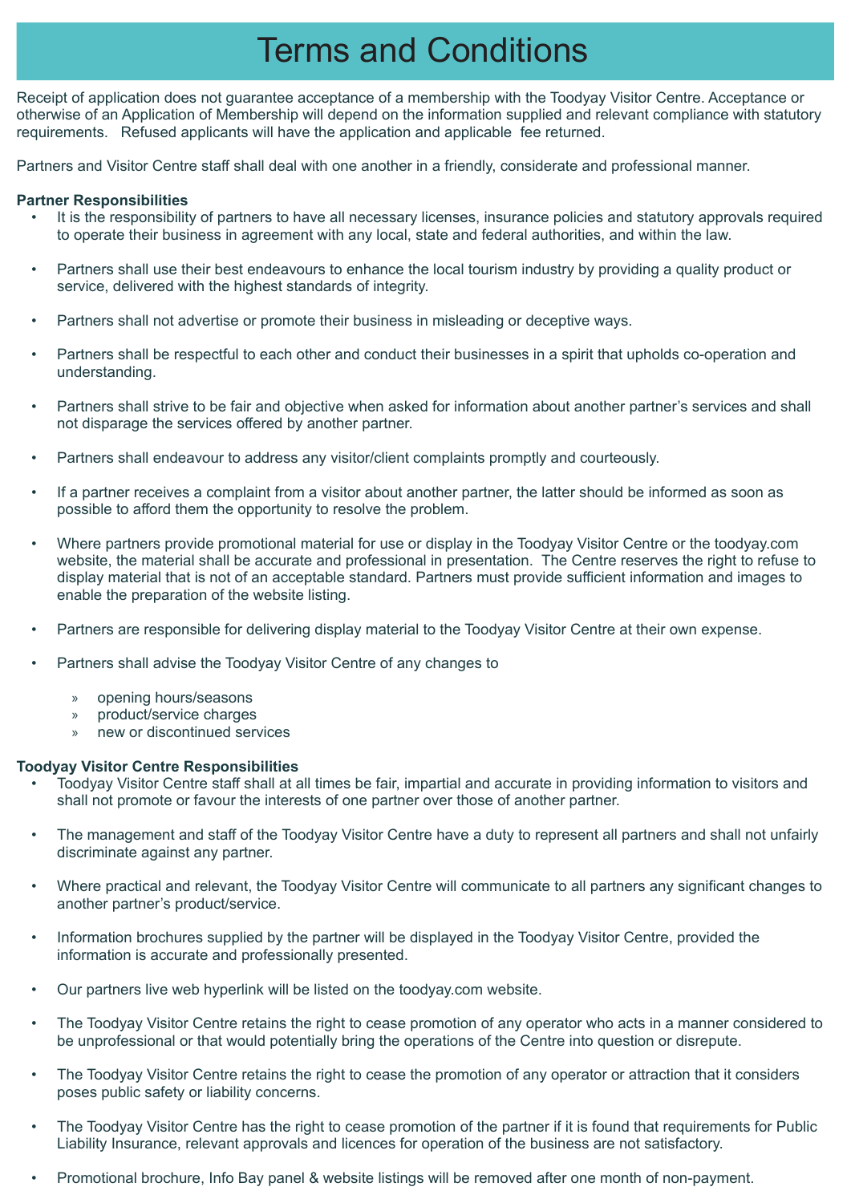# Terms and Conditions

Receipt of application does not guarantee acceptance of a membership with the Toodyay Visitor Centre. Acceptance or otherwise of an Application of Membership will depend on the information supplied and relevant compliance with statutory requirements. Refused applicants will have the application and applicable fee returned.

Partners and Visitor Centre staff shall deal with one another in a friendly, considerate and professional manner.

**Partner Responsibilities**

- It is the responsibility of partners to have all necessary licenses, insurance policies and statutory approvals required to operate their business in agreement with any local, state and federal authorities, and within the law.
- Partners shall use their best endeavours to enhance the local tourism industry by providing a quality product or service, delivered with the highest standards of integrity.
- Partners shall not advertise or promote their business in misleading or deceptive ways.
- Partners shall be respectful to each other and conduct their businesses in a spirit that upholds co-operation and understanding.
- Partners shall strive to be fair and objective when asked for information about another partner's services and shall not disparage the services offered by another partner.
- Partners shall endeavour to address any visitor/client complaints promptly and courteously.
- If a partner receives a complaint from a visitor about another partner, the latter should be informed as soon as possible to afford them the opportunity to resolve the problem.
- Where partners provide promotional material for use or display in the Toodyay Visitor Centre or the toodyay.com website, the material shall be accurate and professional in presentation. The Centre reserves the right to refuse to display material that is not of an acceptable standard. Partners must provide sufficient information and images to enable the preparation of the website listing.
- Partners are responsible for delivering display material to the Toodyay Visitor Centre at their own expense.
- Partners shall advise the Toodyay Visitor Centre of any changes to
  - opening hours/seasons
  - product/service charges
  - new or discontinued services

**Toodyay Visitor Centre Responsibilities**

- Toodyay Visitor Centre staff shall at all times be fair, impartial and accurate in providing information to visitors and shall not promote or favour the interests of one partner over those of another partner.
- The management and staff of the Toodyay Visitor Centre have a duty to represent all partners and shall not unfairly discriminate against any partner.
- Where practical and relevant, the Toodyay Visitor Centre will communicate to all partners any significant changes to another partner's product/service.
- Information brochures supplied by the partner will be displayed in the Toodyay Visitor Centre, provided the information is accurate and professionally presented.
- Our partners live web hyperlink will be listed on the toodyay.com website.
- The Toodyay Visitor Centre retains the right to cease promotion of any operator who acts in a manner considered to be unprofessional or that would potentially bring the operations of the Centre into question or disrepute.
- The Toodyay Visitor Centre retains the right to cease the promotion of any operator or attraction that it considers poses public safety or liability concerns.
- The Toodyay Visitor Centre has the right to cease promotion of the partner if it is found that requirements for Public Liability Insurance, relevant approvals and licences for operation of the business are not satisfactory.
- Promotional brochure, Info Bay panel & website listings will be removed after one month of non-payment.